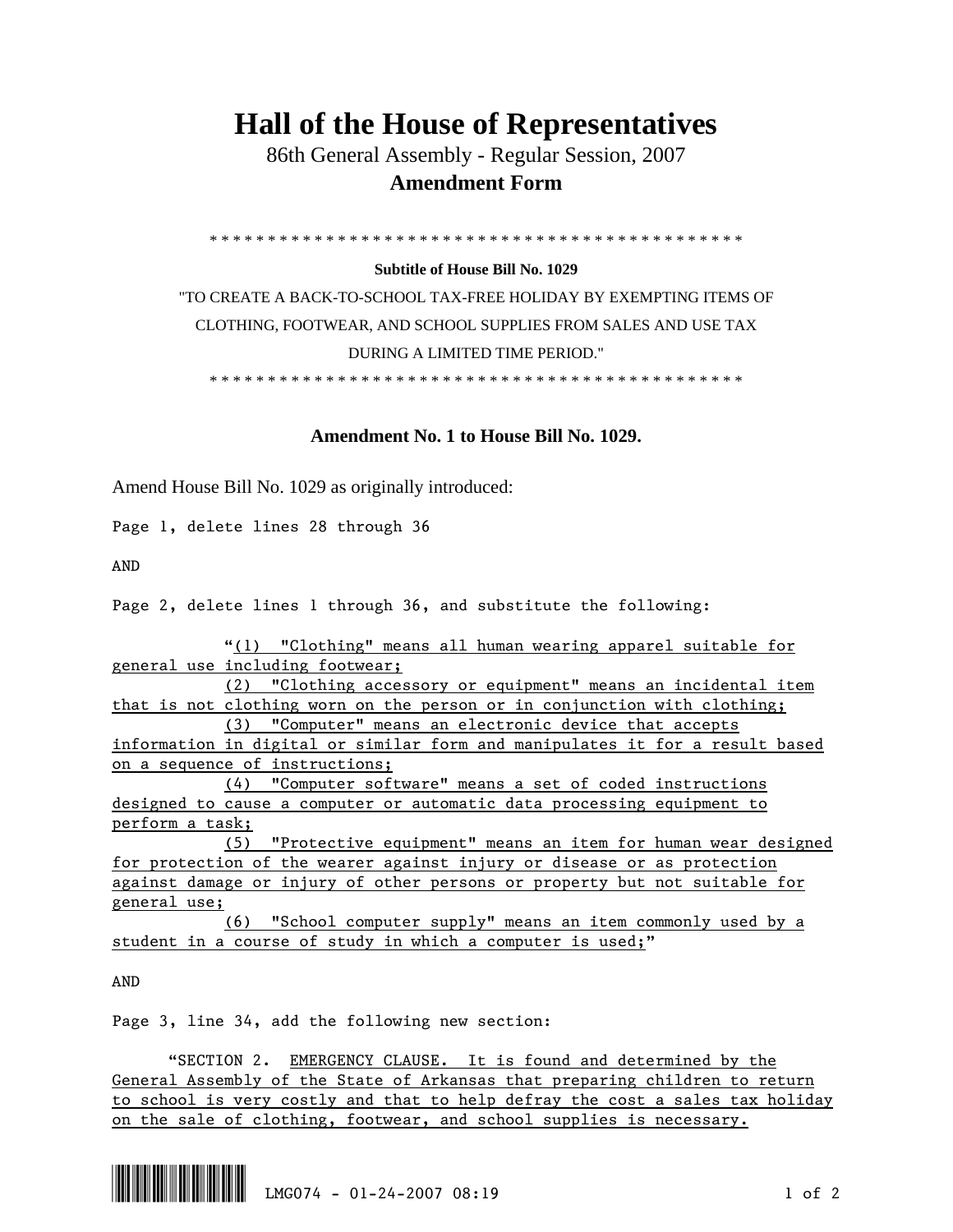# Hall of the House of Representatives

86th General Assembly - Regular Session, 2007

**Amendment Form**

* * * * * * * * * * * * * * * * * * * * * * * * * * * * * * * * * * * * * * * * * * * * * * * *

**Subtitle of House Bill No. 1029**

"TO CREATE A BACK-TO-SCHOOL TAX-FREE HOLIDAY BY EXEMPTING ITEMS OF CLOTHING, FOOTWEAR, AND SCHOOL SUPPLIES FROM SALES AND USE TAX DURING A LIMITED TIME PERIOD."

* * * * * * * * * * * * * * * * * * * * * * * * * * * * * * * * * * * * * * * * * * * * * * * *

**Amendment No. 1 to House Bill No. 1029.**

Amend House Bill No. 1029 as originally introduced:

Page 1, delete lines 28 through 36

AND

Page 2, delete lines 1 through 36, and substitute the following:

"(1) "Clothing" means all human wearing apparel suitable for general use including footwear;

(2) "Clothing accessory or equipment" means an incidental item that is not clothing worn on the person or in conjunction with clothing;

(3) "Computer" means an electronic device that accepts information in digital or similar form and manipulates it for a result based on a sequence of instructions;

(4) "Computer software" means a set of coded instructions designed to cause a computer or automatic data processing equipment to perform a task;

(5) "Protective equipment" means an item for human wear designed for protection of the wearer against injury or disease or as protection against damage or injury of other persons or property but not suitable for general use;

(6) "School computer supply" means an item commonly used by a student in a course of study in which a computer is used;"

AND

Page 3, line 34, add the following new section:

"SECTION 2. EMERGENCY CLAUSE. It is found and determined by the General Assembly of the State of Arkansas that preparing children to return to school is very costly and that to help defray the cost a sales tax holiday on the sale of clothing, footwear, and school supplies is necessary.

LMG074 - 01-24-2007 08:19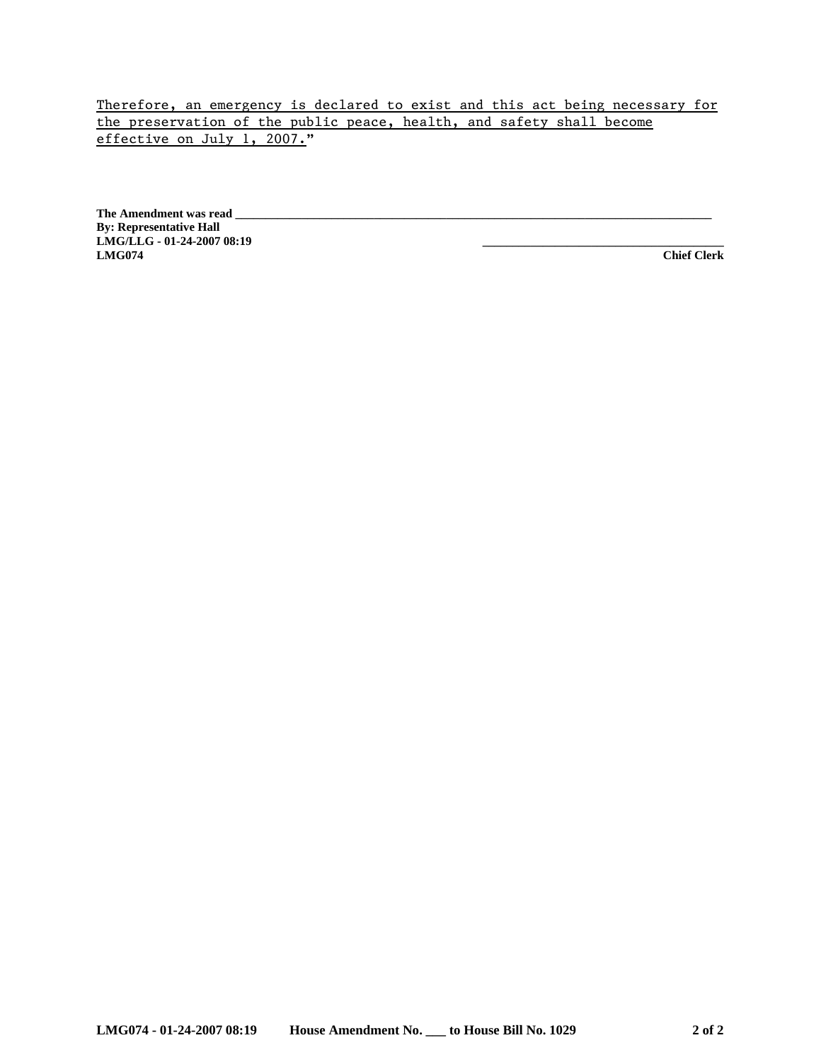<u>Therefore, an emergency is declared to exist and this act being necessary for the preservation of the public peace, health, and safety shall become effective on July 1, 2007.</u>"

**The Amendment was read** ______________________________________________
**By: Representative Hall**
**LMG/LLG - 01-24-2007 08:19** ______________________________
**LMG074** **Chief Clerk**